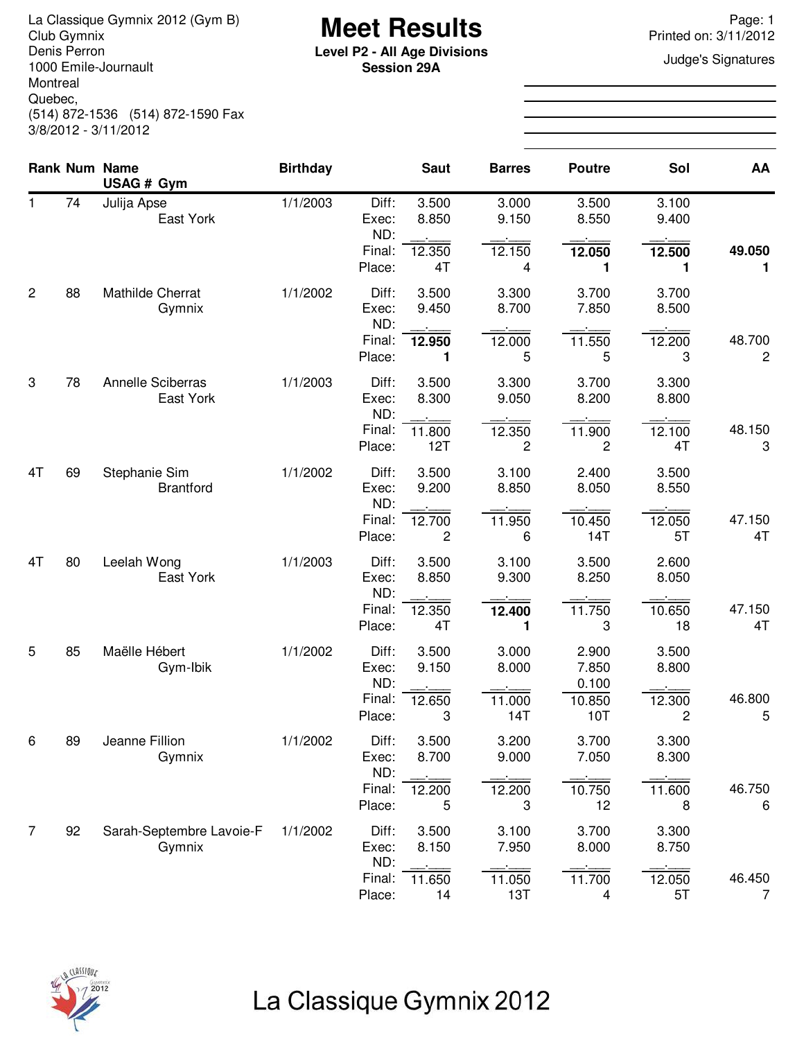La Classique Gymnix 2012 (Gym B)
Club Gymnix
Denis Perron
1000 Emile-Journault
Montreal
Quebec,
(514) 872-1536 (514) 872-1590 Fax
3/8/2012 - 3/11/2012

# Meet Results

**Level P2 - All Age Divisions**
**Session 29A**

Page: 1
Printed on: 3/11/2012

Judge's Signatures

| Rank | Num | Name / USAG # Gym | Birthday | | Saut | Barres | Poutre | Sol | AA |
|---|---|---|---|---|---|---|---|---|---|
| 1 | 74 | Julija Apse | 1/1/2003 | Diff: | 3.500 | 3.000 | 3.500 | 3.100 | |
| | | East York | | Exec: | 8.850 | 9.150 | 8.550 | 9.400 | |
| | | | | ND: | __.___ | __.___ | __.___ | __.___ | |
| | | | | Final: | 12.350 | 12.150 | **12.050** | **12.500** | **49.050** |
| | | | | Place: | 4T | 4 | **1** | **1** | **1** |
| 2 | 88 | Mathilde Cherrat | 1/1/2002 | Diff: | 3.500 | 3.300 | 3.700 | 3.700 | |
| | | Gymnix | | Exec: | 9.450 | 8.700 | 7.850 | 8.500 | |
| | | | | ND: | __.___ | __.___ | __.___ | __.___ | |
| | | | | Final: | **12.950** | 12.000 | 11.550 | 12.200 | 48.700 |
| | | | | Place: | **1** | 5 | 5 | 3 | 2 |
| 3 | 78 | Annelle Sciberras | 1/1/2003 | Diff: | 3.500 | 3.300 | 3.700 | 3.300 | |
| | | East York | | Exec: | 8.300 | 9.050 | 8.200 | 8.800 | |
| | | | | ND: | __.___ | __.___ | __.___ | __.___ | |
| | | | | Final: | 11.800 | 12.350 | 11.900 | 12.100 | 48.150 |
| | | | | Place: | 12T | 2 | 2 | 4T | 3 |
| 4T | 69 | Stephanie Sim | 1/1/2002 | Diff: | 3.500 | 3.100 | 2.400 | 3.500 | |
| | | Brantford | | Exec: | 9.200 | 8.850 | 8.050 | 8.550 | |
| | | | | ND: | __.___ | __.___ | __.___ | __.___ | |
| | | | | Final: | 12.700 | 11.950 | 10.450 | 12.050 | 47.150 |
| | | | | Place: | 2 | 6 | 14T | 5T | 4T |
| 4T | 80 | Leelah Wong | 1/1/2003 | Diff: | 3.500 | 3.100 | 3.500 | 2.600 | |
| | | East York | | Exec: | 8.850 | 9.300 | 8.250 | 8.050 | |
| | | | | ND: | __.___ | __.___ | __.___ | __.___ | |
| | | | | Final: | 12.350 | **12.400** | 11.750 | 10.650 | 47.150 |
| | | | | Place: | 4T | **1** | 3 | 18 | 4T |
| 5 | 85 | Maëlle Hébert | 1/1/2002 | Diff: | 3.500 | 3.000 | 2.900 | 3.500 | |
| | | Gym-Ibik | | Exec: | 9.150 | 8.000 | 7.850 | 8.800 | |
| | | | | ND: | __.___ | __.___ | 0.100 | __.___ | |
| | | | | Final: | 12.650 | 11.000 | 10.850 | 12.300 | 46.800 |
| | | | | Place: | 3 | 14T | 10T | 2 | 5 |
| 6 | 89 | Jeanne Fillion | 1/1/2002 | Diff: | 3.500 | 3.200 | 3.700 | 3.300 | |
| | | Gymnix | | Exec: | 8.700 | 9.000 | 7.050 | 8.300 | |
| | | | | ND: | __.___ | __.___ | __.___ | __.___ | |
| | | | | Final: | 12.200 | 12.200 | 10.750 | 11.600 | 46.750 |
| | | | | Place: | 5 | 3 | 12 | 8 | 6 |
| 7 | 92 | Sarah-Septembre Lavoie-F | 1/1/2002 | Diff: | 3.500 | 3.100 | 3.700 | 3.300 | |
| | | Gymnix | | Exec: | 8.150 | 7.950 | 8.000 | 8.750 | |
| | | | | ND: | __.___ | __.___ | __.___ | __.___ | |
| | | | | Final: | 11.650 | 11.050 | 11.700 | 12.050 | 46.450 |
| | | | | Place: | 14 | 13T | 4 | 5T | 7 |

La Classique Gymnix 2012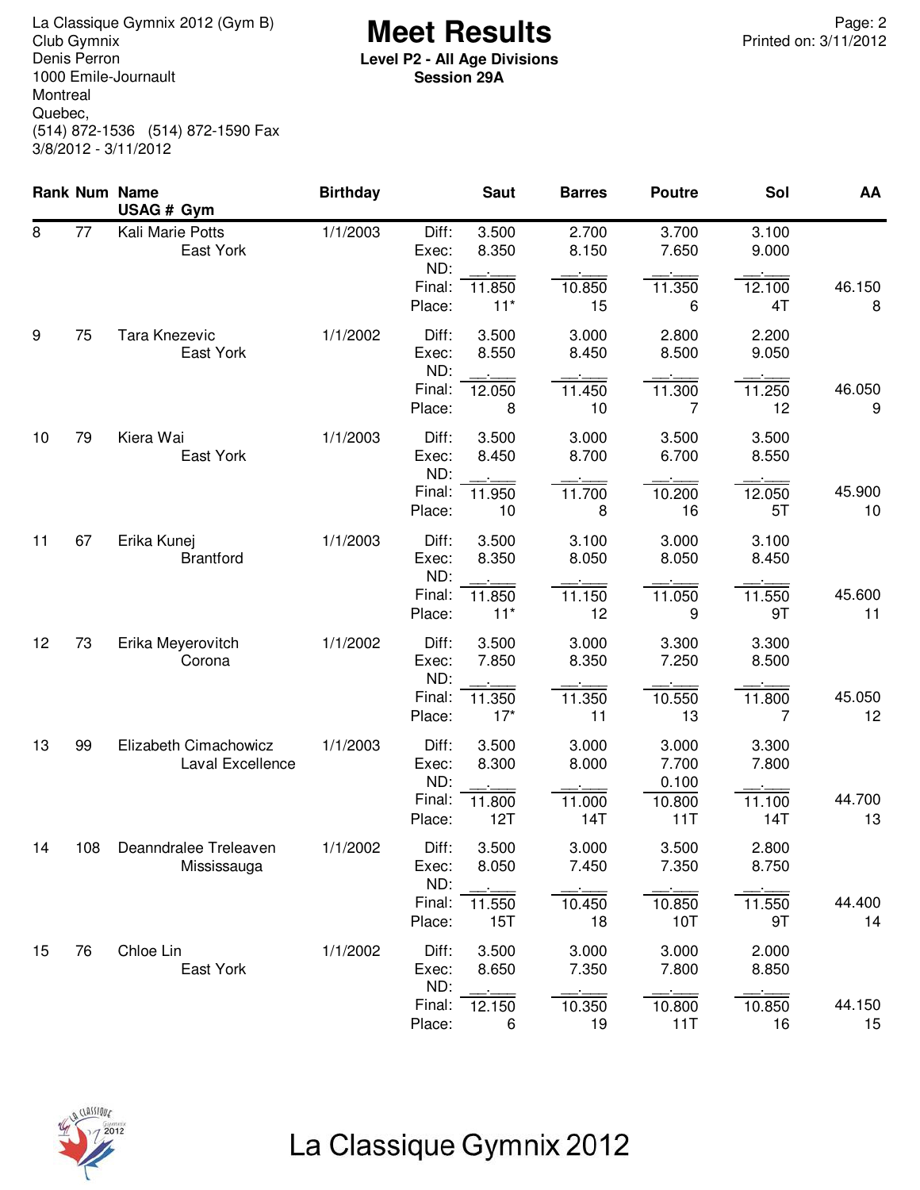La Classique Gymnix 2012 (Gym B)
Club Gymnix
Denis Perron
1000 Emile-Journault
Montreal
Quebec,
(514) 872-1536 (514) 872-1590 Fax
3/8/2012 - 3/11/2012

# Meet Results

**Level P2 - All Age Divisions**
**Session 29A**

Printed on: 3/11/2012

| Rank | Num | Name / Gym | Birthday | | Saut | Barres | Poutre | Sol | AA |
|---|---|---|---|---|---|---|---|---|---|
| 8 | 77 | Kali Marie Potts | 1/1/2003 | Diff: | 3.500 | 2.700 | 3.700 | 3.100 | |
| | | East York | | Exec: | 8.350 | 8.150 | 7.650 | 9.000 | |
| | | | | ND: | __.___ | __.___ | __.___ | __.___ | |
| | | | | Final: | 11.850 | 10.850 | 11.350 | 12.100 | 46.150 |
| | | | | Place: | 11* | 15 | 6 | 4T | 8 |
| 9 | 75 | Tara Knezevic | 1/1/2002 | Diff: | 3.500 | 3.000 | 2.800 | 2.200 | |
| | | East York | | Exec: | 8.550 | 8.450 | 8.500 | 9.050 | |
| | | | | ND: | __.___ | __.___ | __.___ | __.___ | |
| | | | | Final: | 12.050 | 11.450 | 11.300 | 11.250 | 46.050 |
| | | | | Place: | 8 | 10 | 7 | 12 | 9 |
| 10 | 79 | Kiera Wai | 1/1/2003 | Diff: | 3.500 | 3.000 | 3.500 | 3.500 | |
| | | East York | | Exec: | 8.450 | 8.700 | 6.700 | 8.550 | |
| | | | | ND: | __.___ | __.___ | __.___ | __.___ | |
| | | | | Final: | 11.950 | 11.700 | 10.200 | 12.050 | 45.900 |
| | | | | Place: | 10 | 8 | 16 | 5T | 10 |
| 11 | 67 | Erika Kunej | 1/1/2003 | Diff: | 3.500 | 3.100 | 3.000 | 3.100 | |
| | | Brantford | | Exec: | 8.350 | 8.050 | 8.050 | 8.450 | |
| | | | | ND: | __.___ | __.___ | __.___ | __.___ | |
| | | | | Final: | 11.850 | 11.150 | 11.050 | 11.550 | 45.600 |
| | | | | Place: | 11* | 12 | 9 | 9T | 11 |
| 12 | 73 | Erika Meyerovitch | 1/1/2002 | Diff: | 3.500 | 3.000 | 3.300 | 3.300 | |
| | | Corona | | Exec: | 7.850 | 8.350 | 7.250 | 8.500 | |
| | | | | ND: | __.___ | __.___ | __.___ | __.___ | |
| | | | | Final: | 11.350 | 11.350 | 10.550 | 11.800 | 45.050 |
| | | | | Place: | 17* | 11 | 13 | 7 | 12 |
| 13 | 99 | Elizabeth Cimachowicz | 1/1/2003 | Diff: | 3.500 | 3.000 | 3.000 | 3.300 | |
| | | Laval Excellence | | Exec: | 8.300 | 8.000 | 7.700 | 7.800 | |
| | | | | ND: | __.___ | __.___ | 0.100 | __.___ | |
| | | | | Final: | 11.800 | 11.000 | 10.800 | 11.100 | 44.700 |
| | | | | Place: | 12T | 14T | 11T | 14T | 13 |
| 14 | 108 | Deanndralee Treleaven | 1/1/2002 | Diff: | 3.500 | 3.000 | 3.500 | 2.800 | |
| | | Mississauga | | Exec: | 8.050 | 7.450 | 7.350 | 8.750 | |
| | | | | ND: | __.___ | __.___ | __.___ | __.___ | |
| | | | | Final: | 11.550 | 10.450 | 10.850 | 11.550 | 44.400 |
| | | | | Place: | 15T | 18 | 10T | 9T | 14 |
| 15 | 76 | Chloe Lin | 1/1/2002 | Diff: | 3.500 | 3.000 | 3.000 | 2.000 | |
| | | East York | | Exec: | 8.650 | 7.350 | 7.800 | 8.850 | |
| | | | | ND: | __.___ | __.___ | __.___ | __.___ | |
| | | | | Final: | 12.150 | 10.350 | 10.800 | 10.850 | 44.150 |
| | | | | Place: | 6 | 19 | 11T | 16 | 15 |

La Classique Gymnix 2012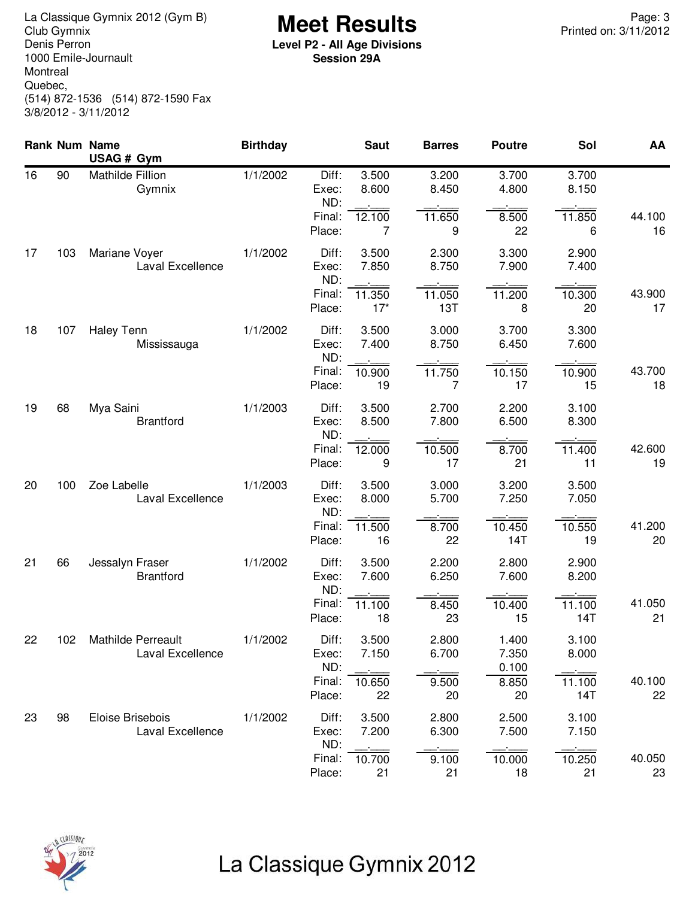La Classique Gymnix 2012 (Gym B)
Club Gymnix
Denis Perron
1000 Emile-Journault
Montreal
Quebec,
(514) 872-1536 (514) 872-1590 Fax
3/8/2012 - 3/11/2012

# Meet Results

**Level P2 - All Age Divisions**
**Session 29A**

Printed on: 3/11/2012

| Rank | Num | Name / USAG # Gym | Birthday | | Saut | Barres | Poutre | Sol | AA |
|---|---|---|---|---|---|---|---|---|---|
| 16 | 90 | Mathilde Fillion | 1/1/2002 | Diff: | 3.500 | 3.200 | 3.700 | 3.700 | |
| | | Gymnix | | Exec: | 8.600 | 8.450 | 4.800 | 8.150 | |
| | | | | ND: | __.___ | __.___ | __.___ | __.___ | |
| | | | | Final: | 12.100 | 11.650 | 8.500 | 11.850 | 44.100 |
| | | | | Place: | 7 | 9 | 22 | 6 | 16 |
| 17 | 103 | Mariane Voyer | 1/1/2002 | Diff: | 3.500 | 2.300 | 3.300 | 2.900 | |
| | | Laval Excellence | | Exec: | 7.850 | 8.750 | 7.900 | 7.400 | |
| | | | | ND: | __.___ | __.___ | __.___ | __.___ | |
| | | | | Final: | 11.350 | 11.050 | 11.200 | 10.300 | 43.900 |
| | | | | Place: | 17* | 13T | 8 | 20 | 17 |
| 18 | 107 | Haley Tenn | 1/1/2002 | Diff: | 3.500 | 3.000 | 3.700 | 3.300 | |
| | | Mississauga | | Exec: | 7.400 | 8.750 | 6.450 | 7.600 | |
| | | | | ND: | __.___ | __.___ | __.___ | __.___ | |
| | | | | Final: | 10.900 | 11.750 | 10.150 | 10.900 | 43.700 |
| | | | | Place: | 19 | 7 | 17 | 15 | 18 |
| 19 | 68 | Mya Saini | 1/1/2003 | Diff: | 3.500 | 2.700 | 2.200 | 3.100 | |
| | | Brantford | | Exec: | 8.500 | 7.800 | 6.500 | 8.300 | |
| | | | | ND: | __.___ | __.___ | __.___ | __.___ | |
| | | | | Final: | 12.000 | 10.500 | 8.700 | 11.400 | 42.600 |
| | | | | Place: | 9 | 17 | 21 | 11 | 19 |
| 20 | 100 | Zoe Labelle | 1/1/2003 | Diff: | 3.500 | 3.000 | 3.200 | 3.500 | |
| | | Laval Excellence | | Exec: | 8.000 | 5.700 | 7.250 | 7.050 | |
| | | | | ND: | __.___ | __.___ | __.___ | __.___ | |
| | | | | Final: | 11.500 | 8.700 | 10.450 | 10.550 | 41.200 |
| | | | | Place: | 16 | 22 | 14T | 19 | 20 |
| 21 | 66 | Jessalyn Fraser | 1/1/2002 | Diff: | 3.500 | 2.200 | 2.800 | 2.900 | |
| | | Brantford | | Exec: | 7.600 | 6.250 | 7.600 | 8.200 | |
| | | | | ND: | __.___ | __.___ | __.___ | __.___ | |
| | | | | Final: | 11.100 | 8.450 | 10.400 | 11.100 | 41.050 |
| | | | | Place: | 18 | 23 | 15 | 14T | 21 |
| 22 | 102 | Mathilde Perreault | 1/1/2002 | Diff: | 3.500 | 2.800 | 1.400 | 3.100 | |
| | | Laval Excellence | | Exec: | 7.150 | 6.700 | 7.350 | 8.000 | |
| | | | | ND: | __.___ | __.___ | 0.100 | __.___ | |
| | | | | Final: | 10.650 | 9.500 | 8.850 | 11.100 | 40.100 |
| | | | | Place: | 22 | 20 | 20 | 14T | 22 |
| 23 | 98 | Eloise Brisebois | 1/1/2002 | Diff: | 3.500 | 2.800 | 2.500 | 3.100 | |
| | | Laval Excellence | | Exec: | 7.200 | 6.300 | 7.500 | 7.150 | |
| | | | | ND: | __.___ | __.___ | __.___ | __.___ | |
| | | | | Final: | 10.700 | 9.100 | 10.000 | 10.250 | 40.050 |
| | | | | Place: | 21 | 21 | 18 | 21 | 23 |

La Classique Gymnix 2012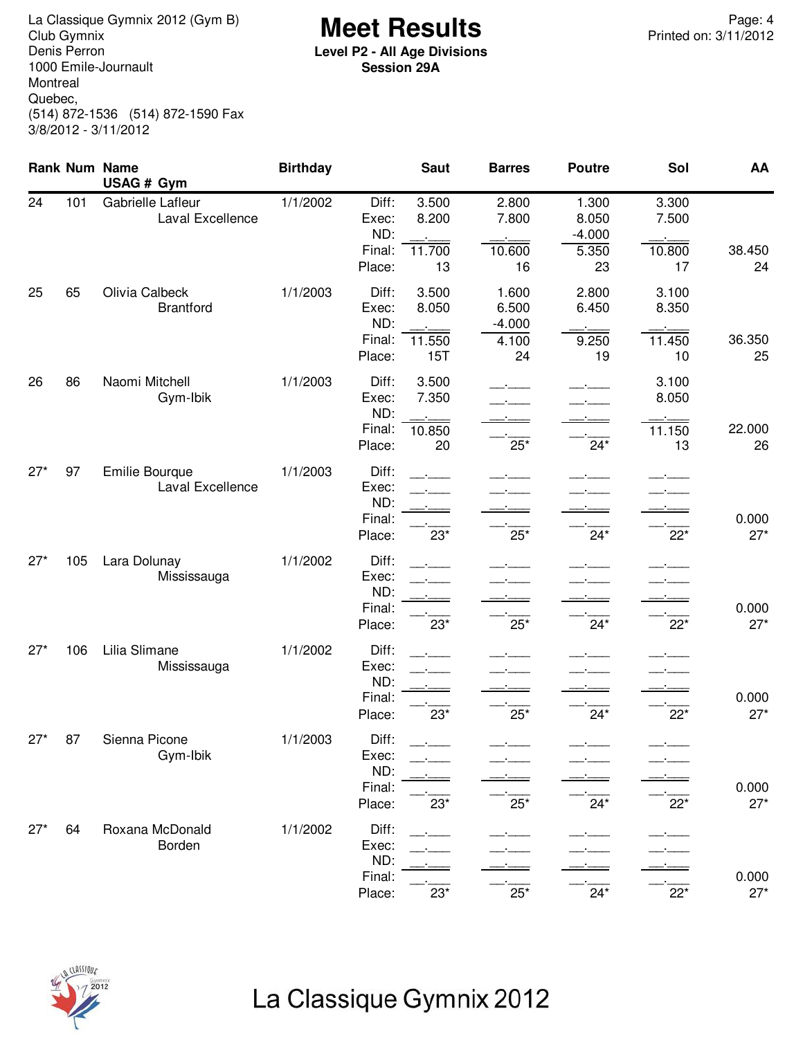La Classique Gymnix 2012 (Gym B)
Club Gymnix
Denis Perron
1000 Emile-Journault
Montreal
Quebec,
(514) 872-1536 (514) 872-1590 Fax
3/8/2012 - 3/11/2012

# Meet Results

**Level P2 - All Age Divisions**
**Session 29A**

Printed on: 3/11/2012

| Rank | Num | Name / USAG # Gym | Birthday | | Saut | Barres | Poutre | Sol | AA |
|---|---|---|---|---|---|---|---|---|---|
| 24 | 101 | Gabrielle Lafleur | 1/1/2002 | Diff: | 3.500 | 2.800 | 1.300 | 3.300 | |
| | | Laval Excellence | | Exec: | 8.200 | 7.800 | 8.050 | 7.500 | |
| | | | | ND: | __.___ | __.___ | -4.000 | __.___ | |
| | | | | Final: | 11.700 | 10.600 | 5.350 | 10.800 | 38.450 |
| | | | | Place: | 13 | 16 | 23 | 17 | 24 |
| 25 | 65 | Olivia Calbeck | 1/1/2003 | Diff: | 3.500 | 1.600 | 2.800 | 3.100 | |
| | | Brantford | | Exec: | 8.050 | 6.500 | 6.450 | 8.350 | |
| | | | | ND: | __.___ | -4.000 | __.___ | __.___ | |
| | | | | Final: | 11.550 | 4.100 | 9.250 | 11.450 | 36.350 |
| | | | | Place: | 15T | 24 | 19 | 10 | 25 |
| 26 | 86 | Naomi Mitchell | 1/1/2003 | Diff: | 3.500 | __.___ | __.___ | 3.100 | |
| | | Gym-Ibik | | Exec: | 7.350 | __.___ | __.___ | 8.050 | |
| | | | | ND: | __.___ | __.___ | __.___ | __.___ | |
| | | | | Final: | 10.850 | __.___ | __.___ | 11.150 | 22.000 |
| | | | | Place: | 20 | 25* | 24* | 13 | 26 |
| 27* | 97 | Emilie Bourque | 1/1/2003 | Diff: | __.___ | __.___ | __.___ | __.___ | |
| | | Laval Excellence | | Exec: | __.___ | __.___ | __.___ | __.___ | |
| | | | | ND: | __.___ | __.___ | __.___ | __.___ | |
| | | | | Final: | __.___ | __.___ | __.___ | __.___ | 0.000 |
| | | | | Place: | 23* | 25* | 24* | 22* | 27* |
| 27* | 105 | Lara Dolunay | 1/1/2002 | Diff: | __.___ | __.___ | __.___ | __.___ | |
| | | Mississauga | | Exec: | __.___ | __.___ | __.___ | __.___ | |
| | | | | ND: | __.___ | __.___ | __.___ | __.___ | |
| | | | | Final: | __.___ | __.___ | __.___ | __.___ | 0.000 |
| | | | | Place: | 23* | 25* | 24* | 22* | 27* |
| 27* | 106 | Lilia Slimane | 1/1/2002 | Diff: | __.___ | __.___ | __.___ | __.___ | |
| | | Mississauga | | Exec: | __.___ | __.___ | __.___ | __.___ | |
| | | | | ND: | __.___ | __.___ | __.___ | __.___ | |
| | | | | Final: | __.___ | __.___ | __.___ | __.___ | 0.000 |
| | | | | Place: | 23* | 25* | 24* | 22* | 27* |
| 27* | 87 | Sienna Picone | 1/1/2003 | Diff: | __.___ | __.___ | __.___ | __.___ | |
| | | Gym-Ibik | | Exec: | __.___ | __.___ | __.___ | __.___ | |
| | | | | ND: | __.___ | __.___ | __.___ | __.___ | |
| | | | | Final: | __.___ | __.___ | __.___ | __.___ | 0.000 |
| | | | | Place: | 23* | 25* | 24* | 22* | 27* |
| 27* | 64 | Roxana McDonald | 1/1/2002 | Diff: | __.___ | __.___ | __.___ | __.___ | |
| | | Borden | | Exec: | __.___ | __.___ | __.___ | __.___ | |
| | | | | ND: | __.___ | __.___ | __.___ | __.___ | |
| | | | | Final: | __.___ | __.___ | __.___ | __.___ | 0.000 |
| | | | | Place: | 23* | 25* | 24* | 22* | 27* |

La Classique Gymnix 2012